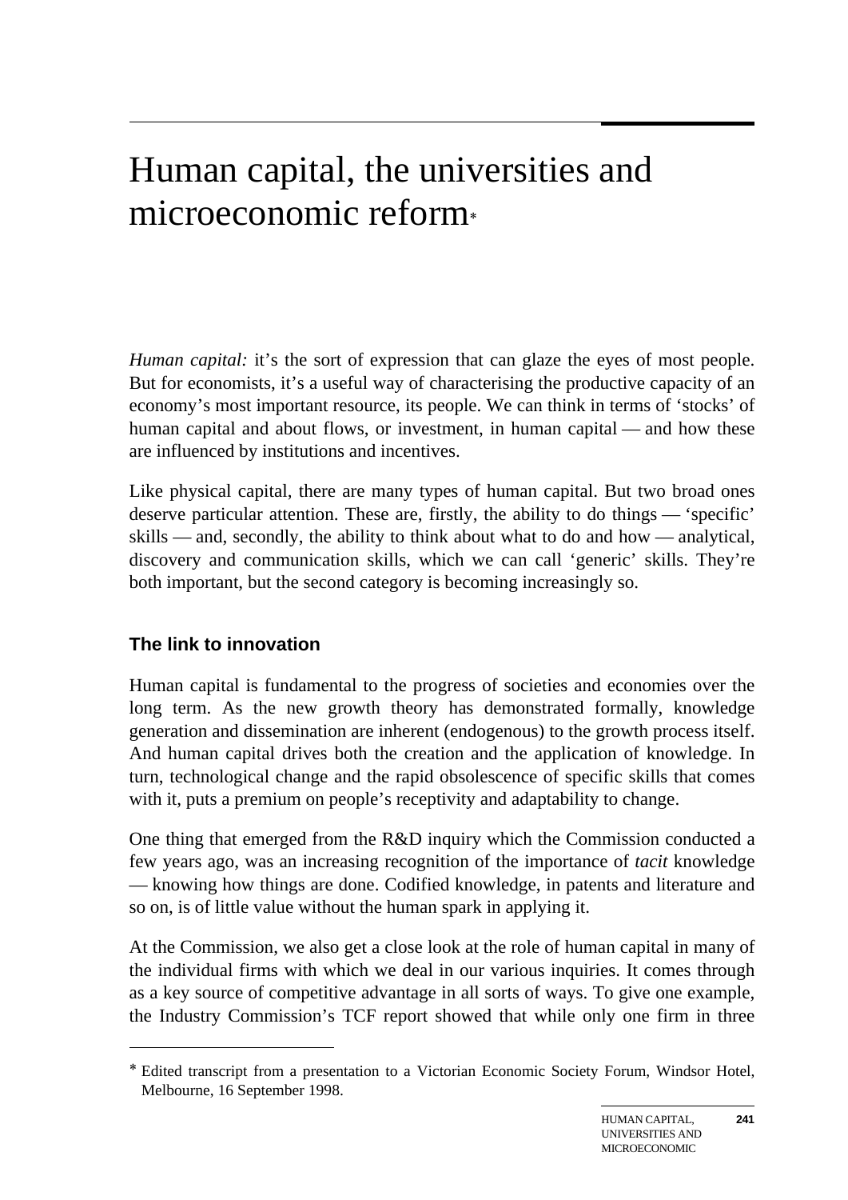# Human capital, the universities and microeconomic reform*

*Human capital:* it's the sort of expression that can glaze the eyes of most people. But for economists, it's a useful way of characterising the productive capacity of an economy's most important resource, its people. We can think in terms of 'stocks' of human capital and about flows, or investment, in human capital — and how these are influenced by institutions and incentives.

Like physical capital, there are many types of human capital. But two broad ones deserve particular attention. These are, firstly, the ability to do things — 'specific' skills — and, secondly, the ability to think about what to do and how — analytical, discovery and communication skills, which we can call 'generic' skills. They're both important, but the second category is becoming increasingly so.

## The link to innovation

Human capital is fundamental to the progress of societies and economies over the long term. As the new growth theory has demonstrated formally, knowledge generation and dissemination are inherent (endogenous) to the growth process itself. And human capital drives both the creation and the application of knowledge. In turn, technological change and the rapid obsolescence of specific skills that comes with it, puts a premium on people's receptivity and adaptability to change.

One thing that emerged from the R&D inquiry which the Commission conducted a few years ago, was an increasing recognition of the importance of *tacit* knowledge — knowing how things are done. Codified knowledge, in patents and literature and so on, is of little value without the human spark in applying it.

At the Commission, we also get a close look at the role of human capital in many of the individual firms with which we deal in our various inquiries. It comes through as a key source of competitive advantage in all sorts of ways. To give one example, the Industry Commission's TCF report showed that while only one firm in three

---

* Edited transcript from a presentation to a Victorian Economic Society Forum, Windsor Hotel, Melbourne, 16 September 1998.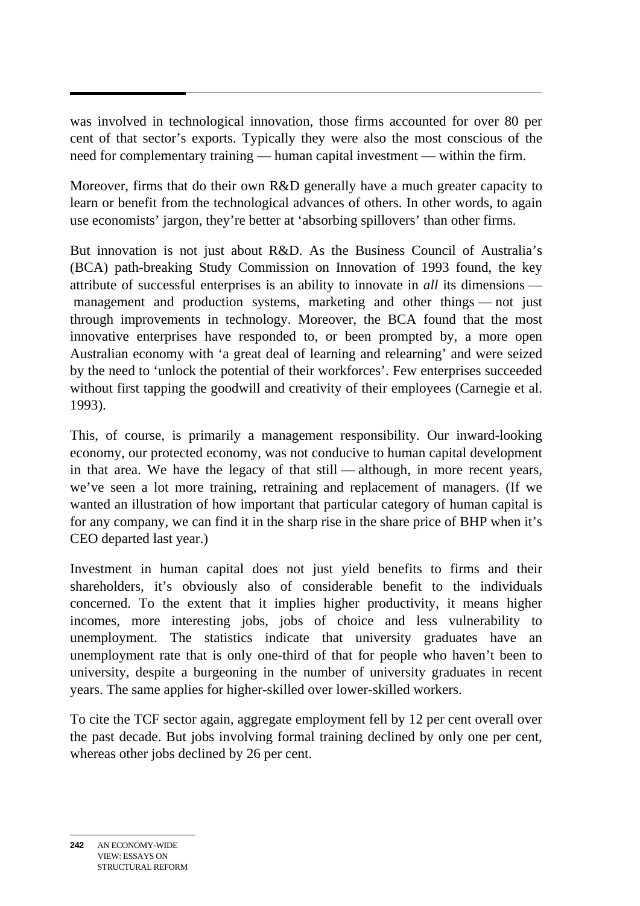was involved in technological innovation, those firms accounted for over 80 per cent of that sector's exports. Typically they were also the most conscious of the need for complementary training — human capital investment — within the firm.

Moreover, firms that do their own R&D generally have a much greater capacity to learn or benefit from the technological advances of others. In other words, to again use economists' jargon, they're better at 'absorbing spillovers' than other firms.

But innovation is not just about R&D. As the Business Council of Australia's (BCA) path-breaking Study Commission on Innovation of 1993 found, the key attribute of successful enterprises is an ability to innovate in *all* its dimensions — management and production systems, marketing and other things — not just through improvements in technology. Moreover, the BCA found that the most innovative enterprises have responded to, or been prompted by, a more open Australian economy with 'a great deal of learning and relearning' and were seized by the need to 'unlock the potential of their workforces'. Few enterprises succeeded without first tapping the goodwill and creativity of their employees (Carnegie et al. 1993).

This, of course, is primarily a management responsibility. Our inward-looking economy, our protected economy, was not conducive to human capital development in that area. We have the legacy of that still — although, in more recent years, we've seen a lot more training, retraining and replacement of managers. (If we wanted an illustration of how important that particular category of human capital is for any company, we can find it in the sharp rise in the share price of BHP when it's CEO departed last year.)

Investment in human capital does not just yield benefits to firms and their shareholders, it's obviously also of considerable benefit to the individuals concerned. To the extent that it implies higher productivity, it means higher incomes, more interesting jobs, jobs of choice and less vulnerability to unemployment. The statistics indicate that university graduates have an unemployment rate that is only one-third of that for people who haven't been to university, despite a burgeoning in the number of university graduates in recent years. The same applies for higher-skilled over lower-skilled workers.

To cite the TCF sector again, aggregate employment fell by 12 per cent overall over the past decade. But jobs involving formal training declined by only one per cent, whereas other jobs declined by 26 per cent.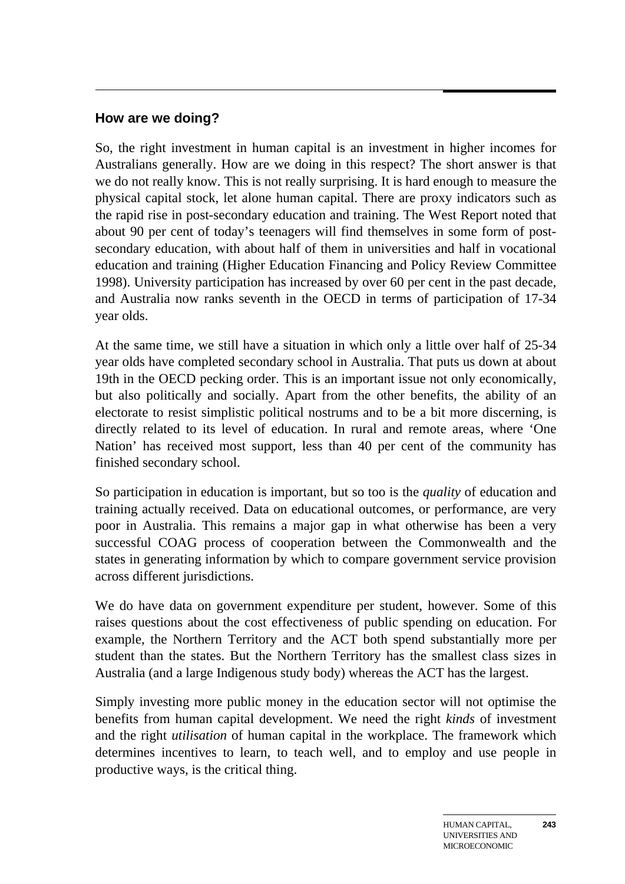## How are we doing?

So, the right investment in human capital is an investment in higher incomes for Australians generally. How are we doing in this respect? The short answer is that we do not really know. This is not really surprising. It is hard enough to measure the physical capital stock, let alone human capital. There are proxy indicators such as the rapid rise in post-secondary education and training. The West Report noted that about 90 per cent of today's teenagers will find themselves in some form of post-secondary education, with about half of them in universities and half in vocational education and training (Higher Education Financing and Policy Review Committee 1998). University participation has increased by over 60 per cent in the past decade, and Australia now ranks seventh in the OECD in terms of participation of 17-34 year olds.

At the same time, we still have a situation in which only a little over half of 25-34 year olds have completed secondary school in Australia. That puts us down at about 19th in the OECD pecking order. This is an important issue not only economically, but also politically and socially. Apart from the other benefits, the ability of an electorate to resist simplistic political nostrums and to be a bit more discerning, is directly related to its level of education. In rural and remote areas, where 'One Nation' has received most support, less than 40 per cent of the community has finished secondary school.

So participation in education is important, but so too is the *quality* of education and training actually received. Data on educational outcomes, or performance, are very poor in Australia. This remains a major gap in what otherwise has been a very successful COAG process of cooperation between the Commonwealth and the states in generating information by which to compare government service provision across different jurisdictions.

We do have data on government expenditure per student, however. Some of this raises questions about the cost effectiveness of public spending on education. For example, the Northern Territory and the ACT both spend substantially more per student than the states. But the Northern Territory has the smallest class sizes in Australia (and a large Indigenous study body) whereas the ACT has the largest.

Simply investing more public money in the education sector will not optimise the benefits from human capital development. We need the right *kinds* of investment and the right *utilisation* of human capital in the workplace. The framework which determines incentives to learn, to teach well, and to employ and use people in productive ways, is the critical thing.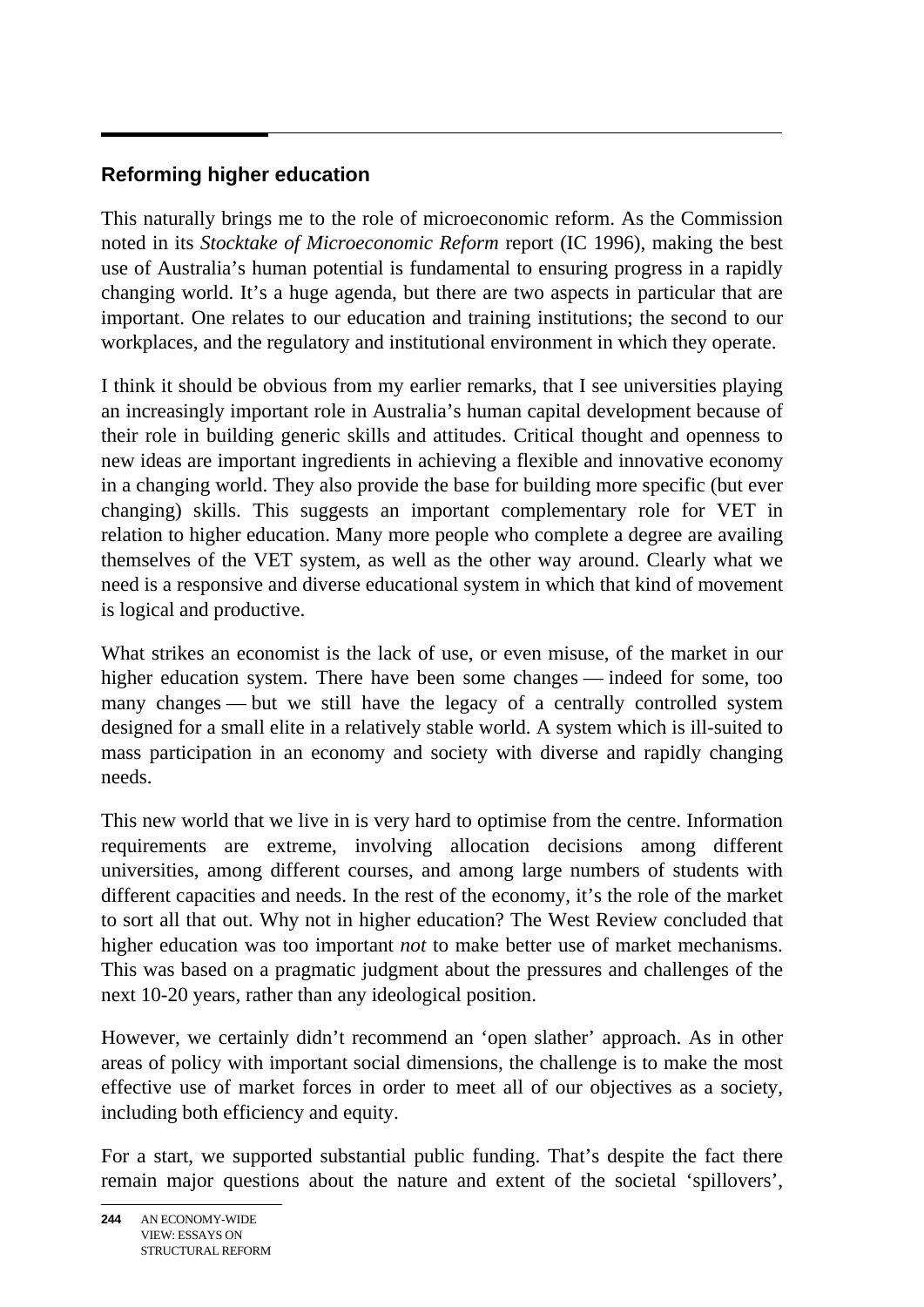## Reforming higher education

This naturally brings me to the role of microeconomic reform. As the Commission noted in its *Stocktake of Microeconomic Reform* report (IC 1996), making the best use of Australia's human potential is fundamental to ensuring progress in a rapidly changing world. It's a huge agenda, but there are two aspects in particular that are important. One relates to our education and training institutions; the second to our workplaces, and the regulatory and institutional environment in which they operate.

I think it should be obvious from my earlier remarks, that I see universities playing an increasingly important role in Australia's human capital development because of their role in building generic skills and attitudes. Critical thought and openness to new ideas are important ingredients in achieving a flexible and innovative economy in a changing world. They also provide the base for building more specific (but ever changing) skills. This suggests an important complementary role for VET in relation to higher education. Many more people who complete a degree are availing themselves of the VET system, as well as the other way around. Clearly what we need is a responsive and diverse educational system in which that kind of movement is logical and productive.

What strikes an economist is the lack of use, or even misuse, of the market in our higher education system. There have been some changes — indeed for some, too many changes — but we still have the legacy of a centrally controlled system designed for a small elite in a relatively stable world. A system which is ill-suited to mass participation in an economy and society with diverse and rapidly changing needs.

This new world that we live in is very hard to optimise from the centre. Information requirements are extreme, involving allocation decisions among different universities, among different courses, and among large numbers of students with different capacities and needs. In the rest of the economy, it's the role of the market to sort all that out. Why not in higher education? The West Review concluded that higher education was too important *not* to make better use of market mechanisms. This was based on a pragmatic judgment about the pressures and challenges of the next 10-20 years, rather than any ideological position.

However, we certainly didn't recommend an 'open slather' approach. As in other areas of policy with important social dimensions, the challenge is to make the most effective use of market forces in order to meet all of our objectives as a society, including both efficiency and equity.

For a start, we supported substantial public funding. That's despite the fact there remain major questions about the nature and extent of the societal 'spillovers',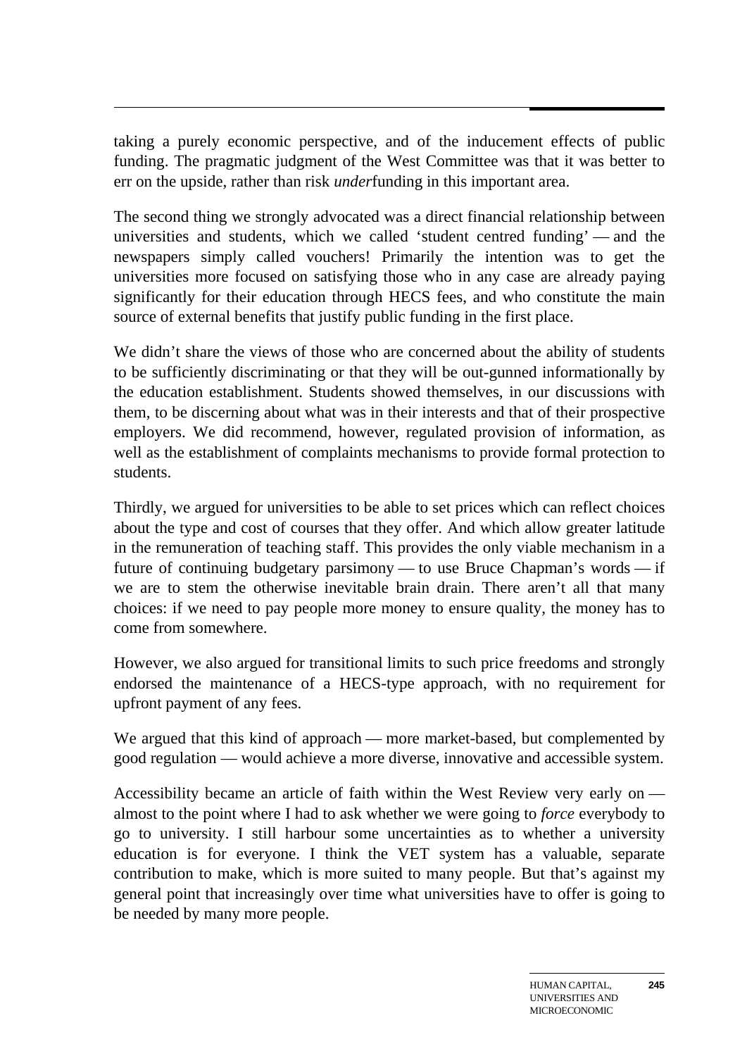taking a purely economic perspective, and of the inducement effects of public funding. The pragmatic judgment of the West Committee was that it was better to err on the upside, rather than risk *under*funding in this important area.

The second thing we strongly advocated was a direct financial relationship between universities and students, which we called 'student centred funding' — and the newspapers simply called vouchers! Primarily the intention was to get the universities more focused on satisfying those who in any case are already paying significantly for their education through HECS fees, and who constitute the main source of external benefits that justify public funding in the first place.

We didn't share the views of those who are concerned about the ability of students to be sufficiently discriminating or that they will be out-gunned informationally by the education establishment. Students showed themselves, in our discussions with them, to be discerning about what was in their interests and that of their prospective employers. We did recommend, however, regulated provision of information, as well as the establishment of complaints mechanisms to provide formal protection to students.

Thirdly, we argued for universities to be able to set prices which can reflect choices about the type and cost of courses that they offer. And which allow greater latitude in the remuneration of teaching staff. This provides the only viable mechanism in a future of continuing budgetary parsimony — to use Bruce Chapman's words — if we are to stem the otherwise inevitable brain drain. There aren't all that many choices: if we need to pay people more money to ensure quality, the money has to come from somewhere.

However, we also argued for transitional limits to such price freedoms and strongly endorsed the maintenance of a HECS-type approach, with no requirement for upfront payment of any fees.

We argued that this kind of approach — more market-based, but complemented by good regulation — would achieve a more diverse, innovative and accessible system.

Accessibility became an article of faith within the West Review very early on — almost to the point where I had to ask whether we were going to *force* everybody to go to university. I still harbour some uncertainties as to whether a university education is for everyone. I think the VET system has a valuable, separate contribution to make, which is more suited to many people. But that's against my general point that increasingly over time what universities have to offer is going to be needed by many more people.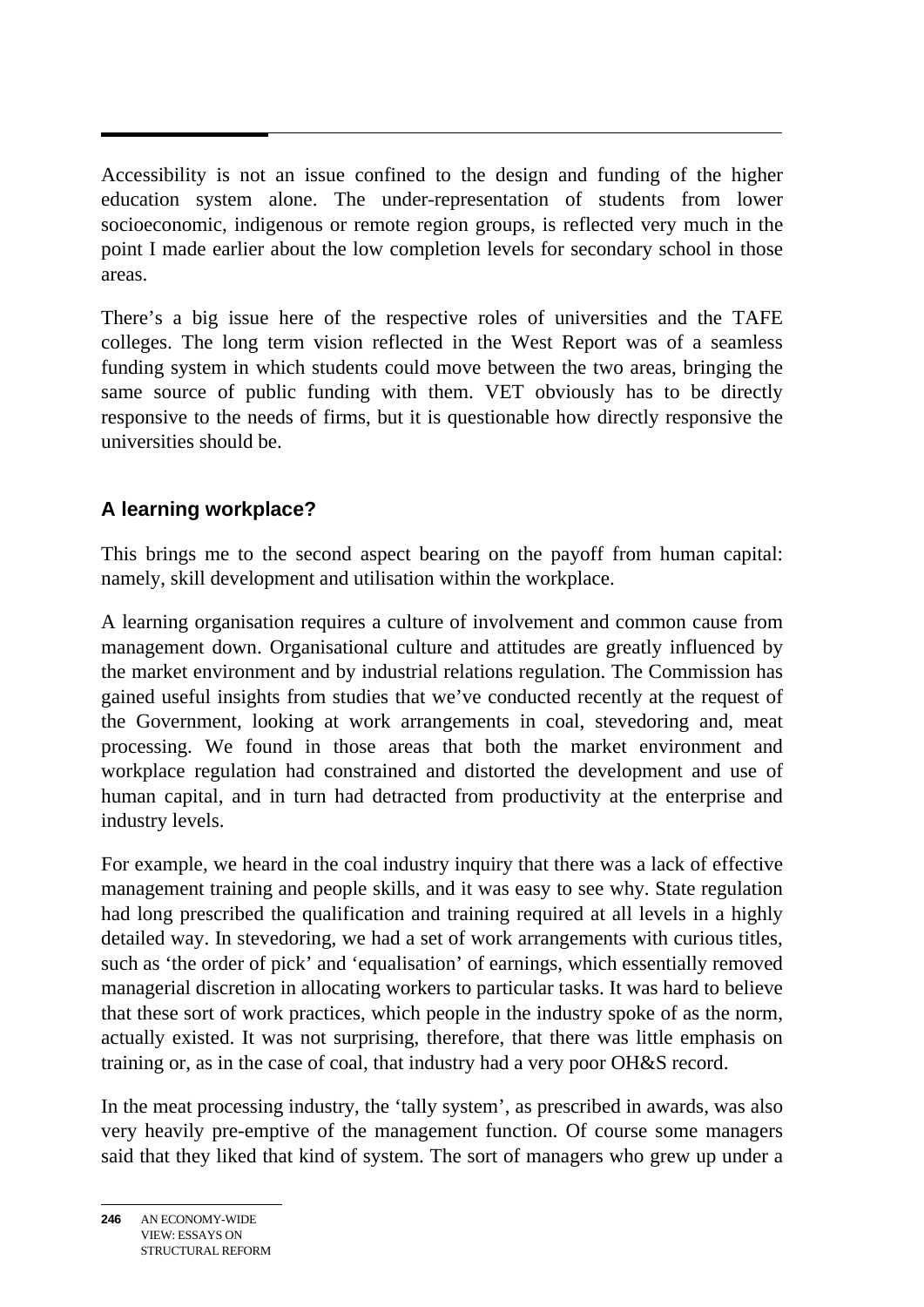Accessibility is not an issue confined to the design and funding of the higher education system alone. The under-representation of students from lower socioeconomic, indigenous or remote region groups, is reflected very much in the point I made earlier about the low completion levels for secondary school in those areas.

There's a big issue here of the respective roles of universities and the TAFE colleges. The long term vision reflected in the West Report was of a seamless funding system in which students could move between the two areas, bringing the same source of public funding with them. VET obviously has to be directly responsive to the needs of firms, but it is questionable how directly responsive the universities should be.

### A learning workplace?

This brings me to the second aspect bearing on the payoff from human capital: namely, skill development and utilisation within the workplace.

A learning organisation requires a culture of involvement and common cause from management down. Organisational culture and attitudes are greatly influenced by the market environment and by industrial relations regulation. The Commission has gained useful insights from studies that we've conducted recently at the request of the Government, looking at work arrangements in coal, stevedoring and, meat processing. We found in those areas that both the market environment and workplace regulation had constrained and distorted the development and use of human capital, and in turn had detracted from productivity at the enterprise and industry levels.

For example, we heard in the coal industry inquiry that there was a lack of effective management training and people skills, and it was easy to see why. State regulation had long prescribed the qualification and training required at all levels in a highly detailed way. In stevedoring, we had a set of work arrangements with curious titles, such as 'the order of pick' and 'equalisation' of earnings, which essentially removed managerial discretion in allocating workers to particular tasks. It was hard to believe that these sort of work practices, which people in the industry spoke of as the norm, actually existed. It was not surprising, therefore, that there was little emphasis on training or, as in the case of coal, that industry had a very poor OH&S record.

In the meat processing industry, the 'tally system', as prescribed in awards, was also very heavily pre-emptive of the management function. Of course some managers said that they liked that kind of system. The sort of managers who grew up under a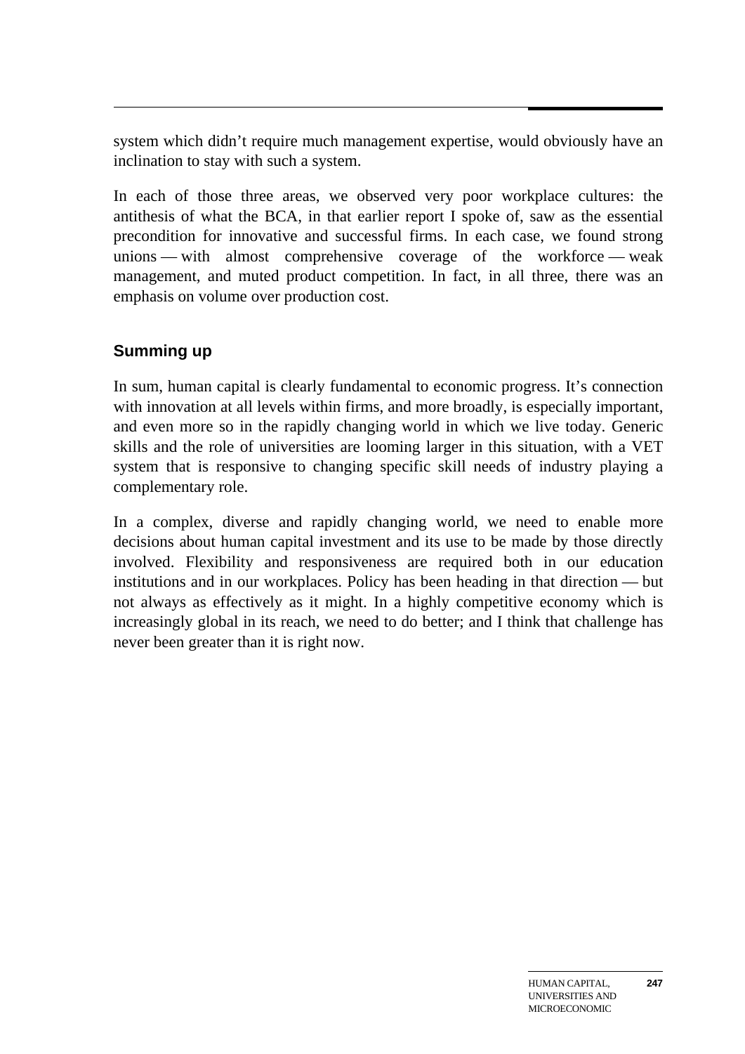system which didn't require much management expertise, would obviously have an inclination to stay with such a system.

In each of those three areas, we observed very poor workplace cultures: the antithesis of what the BCA, in that earlier report I spoke of, saw as the essential precondition for innovative and successful firms. In each case, we found strong unions — with almost comprehensive coverage of the workforce — weak management, and muted product competition. In fact, in all three, there was an emphasis on volume over production cost.

## Summing up

In sum, human capital is clearly fundamental to economic progress. It's connection with innovation at all levels within firms, and more broadly, is especially important, and even more so in the rapidly changing world in which we live today. Generic skills and the role of universities are looming larger in this situation, with a VET system that is responsive to changing specific skill needs of industry playing a complementary role.

In a complex, diverse and rapidly changing world, we need to enable more decisions about human capital investment and its use to be made by those directly involved. Flexibility and responsiveness are required both in our education institutions and in our workplaces. Policy has been heading in that direction — but not always as effectively as it might. In a highly competitive economy which is increasingly global in its reach, we need to do better; and I think that challenge has never been greater than it is right now.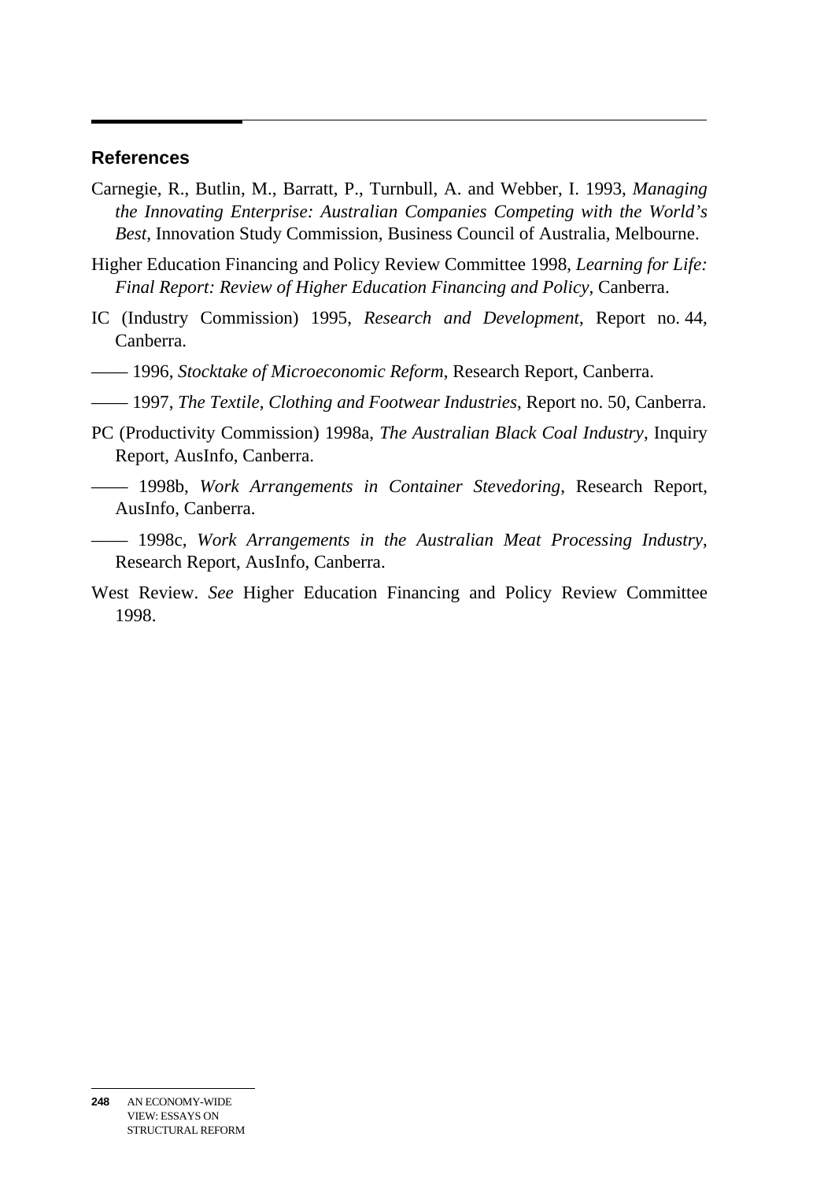## References

Carnegie, R., Butlin, M., Barratt, P., Turnbull, A. and Webber, I. 1993, *Managing the Innovating Enterprise: Australian Companies Competing with the World's Best*, Innovation Study Commission, Business Council of Australia, Melbourne.

Higher Education Financing and Policy Review Committee 1998, *Learning for Life: Final Report: Review of Higher Education Financing and Policy*, Canberra.

IC (Industry Commission) 1995, *Research and Development*, Report no. 44, Canberra.

—— 1996, *Stocktake of Microeconomic Reform*, Research Report, Canberra.

—— 1997, *The Textile, Clothing and Footwear Industries*, Report no. 50, Canberra.

PC (Productivity Commission) 1998a, *The Australian Black Coal Industry*, Inquiry Report, AusInfo, Canberra.

—— 1998b, *Work Arrangements in Container Stevedoring*, Research Report, AusInfo, Canberra.

—— 1998c, *Work Arrangements in the Australian Meat Processing Industry*, Research Report, AusInfo, Canberra.

West Review. *See* Higher Education Financing and Policy Review Committee 1998.